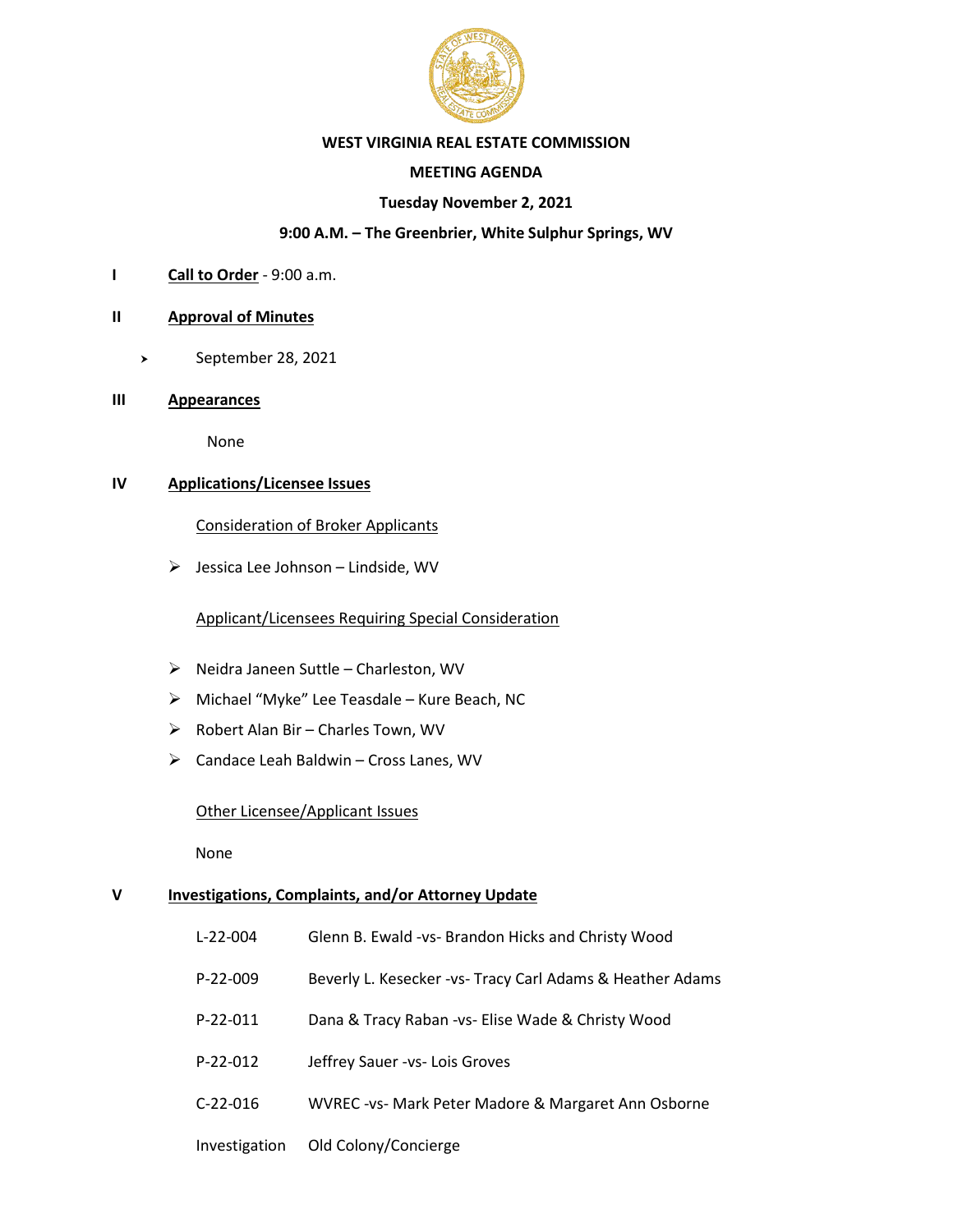**WEST VIRGINIA REAL ESTATE COMMISSION**

**MEETING AGENDA**

**Tuesday November 2, 2021**

**9:00 A.M. – The Greenbrier, White Sulphur Springs, WV**

**I** **Call to Order** - 9:00 a.m.

**II** **Approval of Minutes**

- September 28, 2021

**III** **Appearances**

None

**IV** **Applications/Licensee Issues**

Consideration of Broker Applicants

- Jessica Lee Johnson – Lindside, WV

Applicant/Licensees Requiring Special Consideration

- Neidra Janeen Suttle – Charleston, WV
- Michael "Myke" Lee Teasdale – Kure Beach, NC
- Robert Alan Bir – Charles Town, WV
- Candace Leah Baldwin – Cross Lanes, WV

Other Licensee/Applicant Issues

None

**V** **Investigations, Complaints, and/or Attorney Update**

| | |
|---|---|
| L-22-004 | Glenn B. Ewald -vs- Brandon Hicks and Christy Wood |
| P-22-009 | Beverly L. Kesecker -vs- Tracy Carl Adams & Heather Adams |
| P-22-011 | Dana & Tracy Raban -vs- Elise Wade & Christy Wood |
| P-22-012 | Jeffrey Sauer -vs- Lois Groves |
| C-22-016 | WVREC -vs- Mark Peter Madore & Margaret Ann Osborne |
| Investigation | Old Colony/Concierge |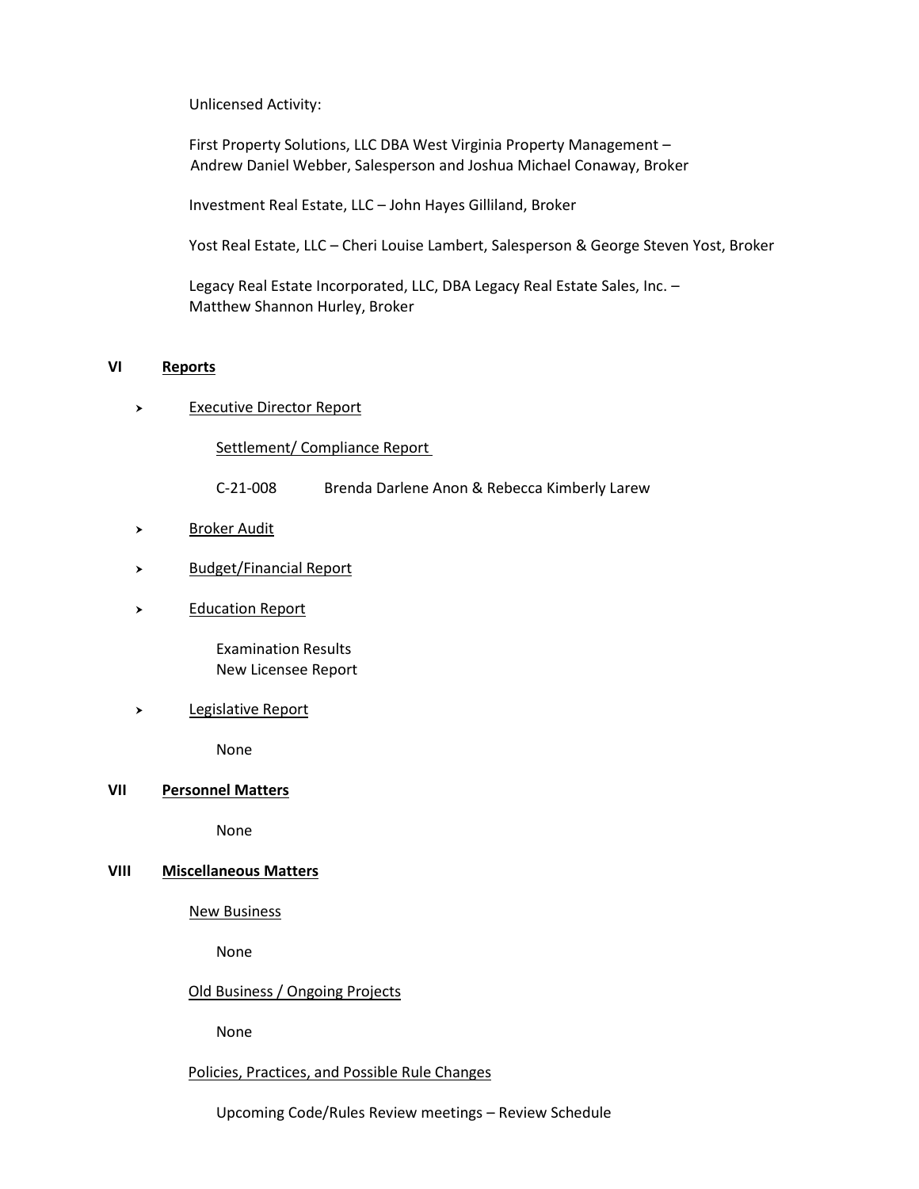Unlicensed Activity:

First Property Solutions, LLC DBA West Virginia Property Management –
Andrew Daniel Webber, Salesperson and Joshua Michael Conaway, Broker

Investment Real Estate, LLC – John Hayes Gilliland, Broker

Yost Real Estate, LLC – Cheri Louise Lambert, Salesperson & George Steven Yost, Broker

Legacy Real Estate Incorporated, LLC, DBA Legacy Real Estate Sales, Inc. –
Matthew Shannon Hurley, Broker

## VI Reports

- Executive Director Report

  Settlement/ Compliance Report

  C-21-008 Brenda Darlene Anon & Rebecca Kimberly Larew

- Broker Audit

- Budget/Financial Report

- Education Report

  Examination Results
  New Licensee Report

- Legislative Report

  None

## VII Personnel Matters

None

## VIII Miscellaneous Matters

New Business

None

Old Business / Ongoing Projects

None

Policies, Practices, and Possible Rule Changes

Upcoming Code/Rules Review meetings – Review Schedule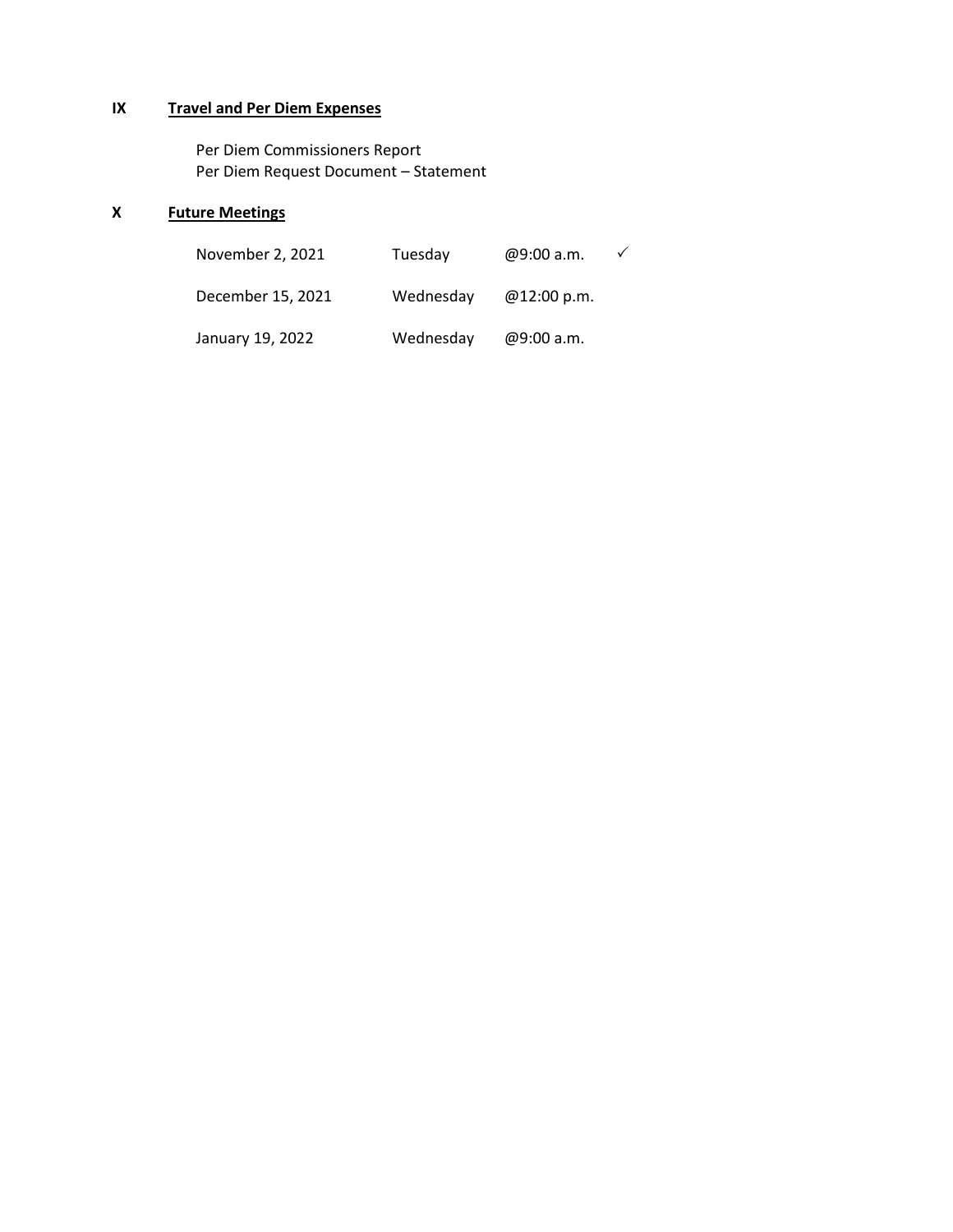## IX Travel and Per Diem Expenses

Per Diem Commissioners Report
Per Diem Request Document – Statement

## X Future Meetings

| | | | |
|---|---|---|---|
| November 2, 2021 | Tuesday | @9:00 a.m. | ✓ |
| December 15, 2021 | Wednesday | @12:00 p.m. | |
| January 19, 2022 | Wednesday | @9:00 a.m. | |